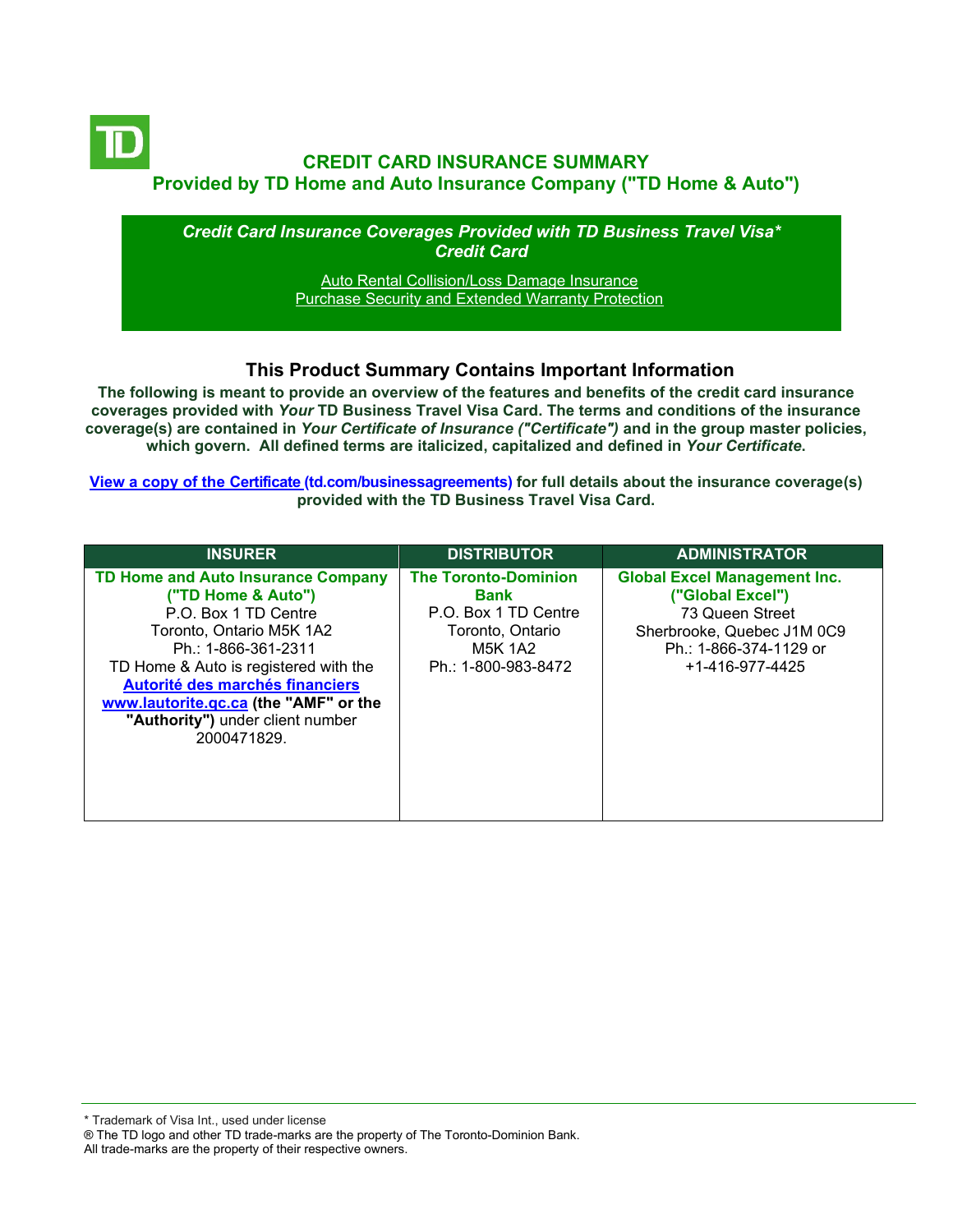# CREDIT CARD INSURANCE SUMMARY

## Provided by TD Home and Auto Insurance Company ("TD Home & Auto")

***Credit Card Insurance Coverages Provided with TD Business Travel Visa* Credit Card***

Auto Rental Collision/Loss Damage Insurance
Purchase Security and Extended Warranty Protection

## This Product Summary Contains Important Information

**The following is meant to provide an overview of the features and benefits of the credit card insurance coverages provided with *Your* TD Business Travel Visa Card. The terms and conditions of the insurance coverage(s) are contained in *Your Certificate of Insurance ("Certificate")* and in the group master policies, which govern. All defined terms are italicized, capitalized and defined in *Your Certificate*.**

**View a copy of the Certificate (td.com/businessagreements) for full details about the insurance coverage(s) provided with the TD Business Travel Visa Card.**

| INSURER | DISTRIBUTOR | ADMINISTRATOR |
|---|---|---|
| **TD Home and Auto Insurance Company ("TD Home & Auto")**<br>P.O. Box 1 TD Centre<br>Toronto, Ontario M5K 1A2<br>Ph.: 1-866-361-2311<br>TD Home & Auto is registered with the **Autorité des marchés financiers www.lautorite.qc.ca (the "AMF" or the "Authority")** under client number 2000471829. | **The Toronto-Dominion Bank**<br>P.O. Box 1 TD Centre<br>Toronto, Ontario<br>M5K 1A2<br>Ph.: 1-800-983-8472 | **Global Excel Management Inc. ("Global Excel")**<br>73 Queen Street<br>Sherbrooke, Quebec J1M 0C9<br>Ph.: 1-866-374-1129 or<br>+1-416-977-4425 |

\* Trademark of Visa Int., used under license
® The TD logo and other TD trade-marks are the property of The Toronto-Dominion Bank.
All trade-marks are the property of their respective owners.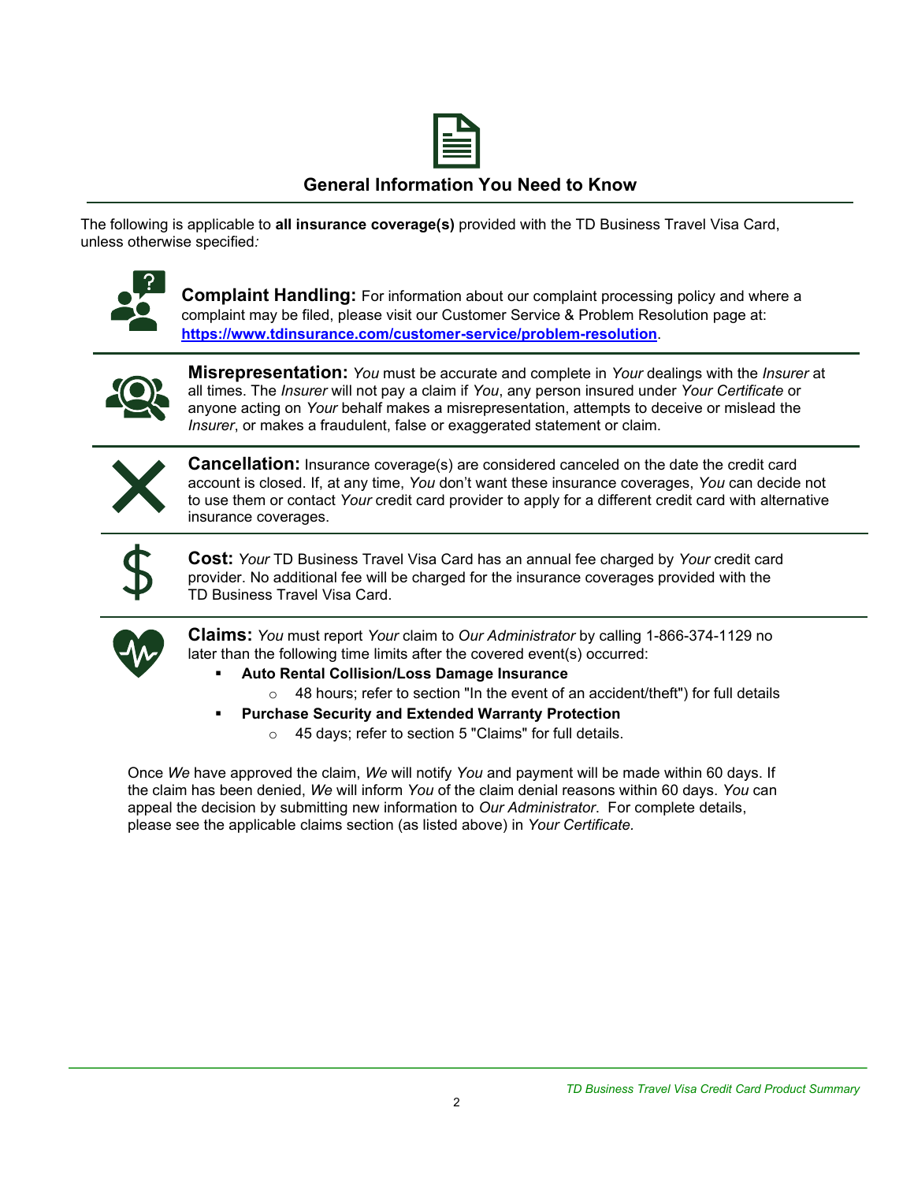## General Information You Need to Know

The following is applicable to **all insurance coverage(s)** provided with the TD Business Travel Visa Card, unless otherwise specified*:*

**Complaint Handling:** For information about our complaint processing policy and where a complaint may be filed, please visit our Customer Service & Problem Resolution page at: **https://www.tdinsurance.com/customer-service/problem-resolution**.

**Misrepresentation:** *You* must be accurate and complete in *Your* dealings with the *Insurer* at all times. The *Insurer* will not pay a claim if *You*, any person insured under *Your Certificate* or anyone acting on *Your* behalf makes a misrepresentation, attempts to deceive or mislead the *Insurer*, or makes a fraudulent, false or exaggerated statement or claim.

**Cancellation:** Insurance coverage(s) are considered canceled on the date the credit card account is closed. If, at any time, *You* don't want these insurance coverages, *You* can decide not to use them or contact *Your* credit card provider to apply for a different credit card with alternative insurance coverages.

**Cost:** *Your* TD Business Travel Visa Card has an annual fee charged by *Your* credit card provider. No additional fee will be charged for the insurance coverages provided with the TD Business Travel Visa Card.

**Claims:** *You* must report *Your* claim to *Our Administrator* by calling 1-866-374-1129 no later than the following time limits after the covered event(s) occurred:

- **Auto Rental Collision/Loss Damage Insurance**
  - 48 hours; refer to section "In the event of an accident/theft") for full details
- **Purchase Security and Extended Warranty Protection**
  - 45 days; refer to section 5 "Claims" for full details.

Once *We* have approved the claim, *We* will notify *You* and payment will be made within 60 days. If the claim has been denied, *We* will inform *You* of the claim denial reasons within 60 days. *You* can appeal the decision by submitting new information to *Our Administrator*. For complete details, please see the applicable claims section (as listed above) in *Your Certificate*.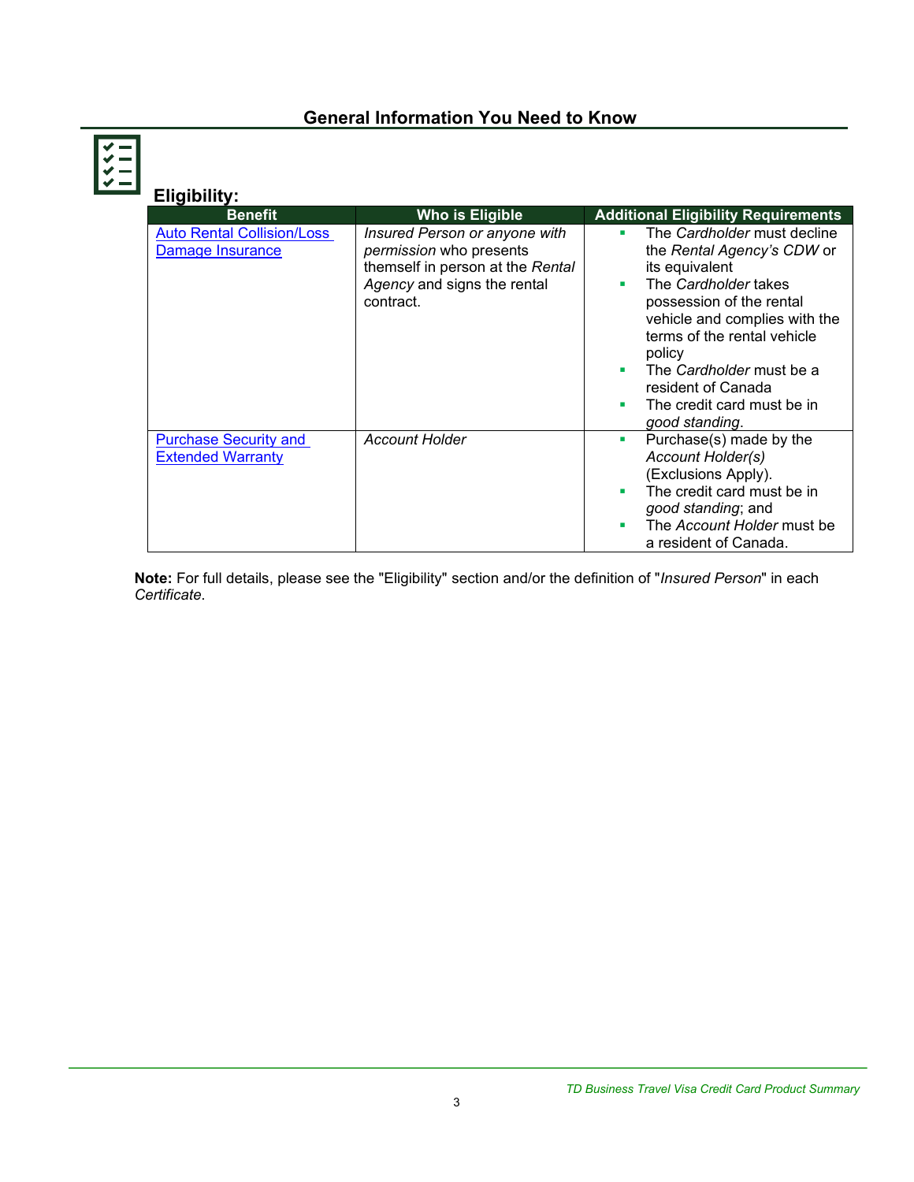## General Information You Need to Know

### Eligibility:

| Benefit | Who is Eligible | Additional Eligibility Requirements |
|---|---|---|
| Auto Rental Collision/Loss Damage Insurance | *Insured Person or anyone with permission* who presents themself in person at the *Rental Agency* and signs the rental contract. | ▪ The *Cardholder* must decline the *Rental Agency's CDW* or its equivalent<br>▪ The *Cardholder* takes possession of the rental vehicle and complies with the terms of the rental vehicle policy<br>▪ The *Cardholder* must be a resident of Canada<br>▪ The credit card must be in *good standing*. |
| Purchase Security and Extended Warranty | *Account Holder* | ▪ Purchase(s) made by the *Account Holder(s)* (Exclusions Apply).<br>▪ The credit card must be in *good standing*; and<br>▪ The *Account Holder* must be a resident of Canada. |

**Note:** For full details, please see the "Eligibility" section and/or the definition of "*Insured Person*" in each *Certificate*.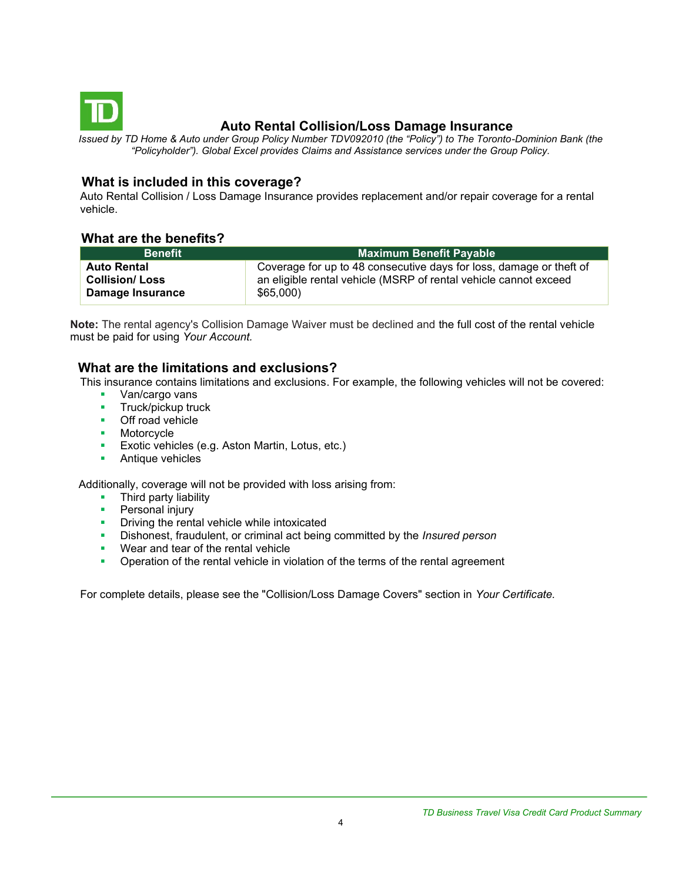# Auto Rental Collision/Loss Damage Insurance

*Issued by TD Home & Auto under Group Policy Number TDV092010 (the "Policy") to The Toronto-Dominion Bank (the "Policyholder"). Global Excel provides Claims and Assistance services under the Group Policy.*

## What is included in this coverage?

Auto Rental Collision / Loss Damage Insurance provides replacement and/or repair coverage for a rental vehicle.

## What are the benefits?

| Benefit | Maximum Benefit Payable |
|---|---|
| **Auto Rental Collision/ Loss Damage Insurance** | Coverage for up to 48 consecutive days for loss, damage or theft of an eligible rental vehicle (MSRP of rental vehicle cannot exceed $65,000) |

**Note:** The rental agency's Collision Damage Waiver must be declined and the full cost of the rental vehicle must be paid for using *Your Account*.

## What are the limitations and exclusions?

This insurance contains limitations and exclusions. For example, the following vehicles will not be covered:

- Van/cargo vans
- Truck/pickup truck
- Off road vehicle
- Motorcycle
- Exotic vehicles (e.g. Aston Martin, Lotus, etc.)
- Antique vehicles

Additionally, coverage will not be provided with loss arising from:

- Third party liability
- Personal injury
- Driving the rental vehicle while intoxicated
- Dishonest, fraudulent, or criminal act being committed by the *Insured person*
- Wear and tear of the rental vehicle
- Operation of the rental vehicle in violation of the terms of the rental agreement

For complete details, please see the "Collision/Loss Damage Covers" section in *Your Certificate.*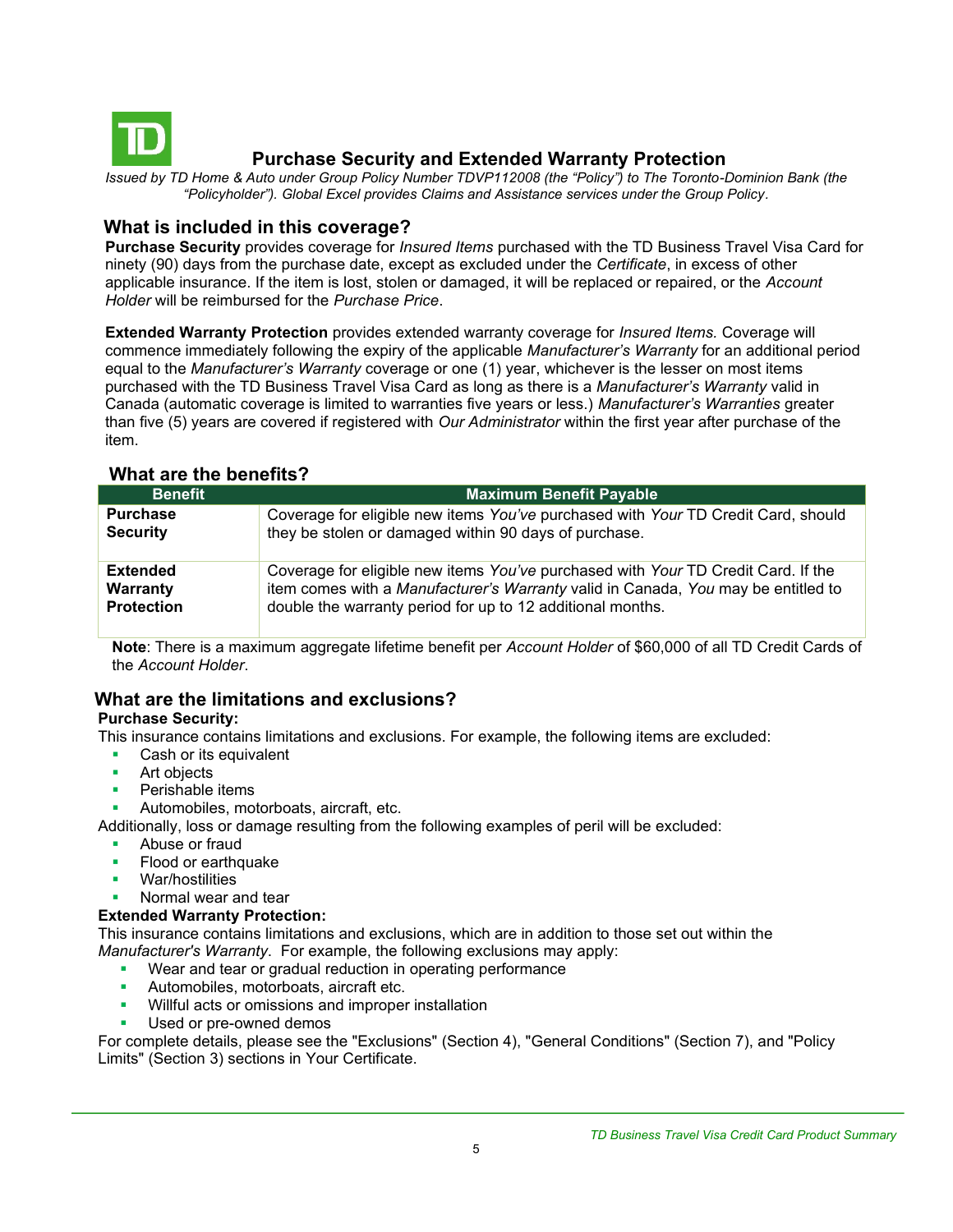## Purchase Security and Extended Warranty Protection

*Issued by TD Home & Auto under Group Policy Number TDVP112008 (the "Policy") to The Toronto-Dominion Bank (the "Policyholder"). Global Excel provides Claims and Assistance services under the Group Policy.*

### What is included in this coverage?

**Purchase Security** provides coverage for *Insured Items* purchased with the TD Business Travel Visa Card for ninety (90) days from the purchase date, except as excluded under the *Certificate*, in excess of other applicable insurance. If the item is lost, stolen or damaged, it will be replaced or repaired, or the *Account Holder* will be reimbursed for the *Purchase Price*.

**Extended Warranty Protection** provides extended warranty coverage for *Insured Items.* Coverage will commence immediately following the expiry of the applicable *Manufacturer's Warranty* for an additional period equal to the *Manufacturer's Warranty* coverage or one (1) year, whichever is the lesser on most items purchased with the TD Business Travel Visa Card as long as there is a *Manufacturer's Warranty* valid in Canada (automatic coverage is limited to warranties five years or less.) *Manufacturer's Warranties* greater than five (5) years are covered if registered with *Our Administrator* within the first year after purchase of the item.

### What are the benefits?

| Benefit | Maximum Benefit Payable |
|---|---|
| **Purchase Security** | Coverage for eligible new items *You've* purchased with *Your* TD Credit Card, should they be stolen or damaged within 90 days of purchase. |
| **Extended Warranty Protection** | Coverage for eligible new items *You've* purchased with *Your* TD Credit Card. If the item comes with a *Manufacturer's Warranty* valid in Canada, *You* may be entitled to double the warranty period for up to 12 additional months. |

**Note**: There is a maximum aggregate lifetime benefit per *Account Holder* of $60,000 of all TD Credit Cards of the *Account Holder*.

### What are the limitations and exclusions?

**Purchase Security:**

This insurance contains limitations and exclusions. For example, the following items are excluded:

- Cash or its equivalent
- Art objects
- Perishable items
- Automobiles, motorboats, aircraft, etc.

Additionally, loss or damage resulting from the following examples of peril will be excluded:

- Abuse or fraud
- Flood or earthquake
- War/hostilities
- Normal wear and tear

**Extended Warranty Protection:**

This insurance contains limitations and exclusions, which are in addition to those set out within the *Manufacturer's Warranty*. For example, the following exclusions may apply:

- Wear and tear or gradual reduction in operating performance
- Automobiles, motorboats, aircraft etc.
- Willful acts or omissions and improper installation
- Used or pre-owned demos

For complete details, please see the "Exclusions" (Section 4), "General Conditions" (Section 7), and "Policy Limits" (Section 3) sections in Your Certificate.